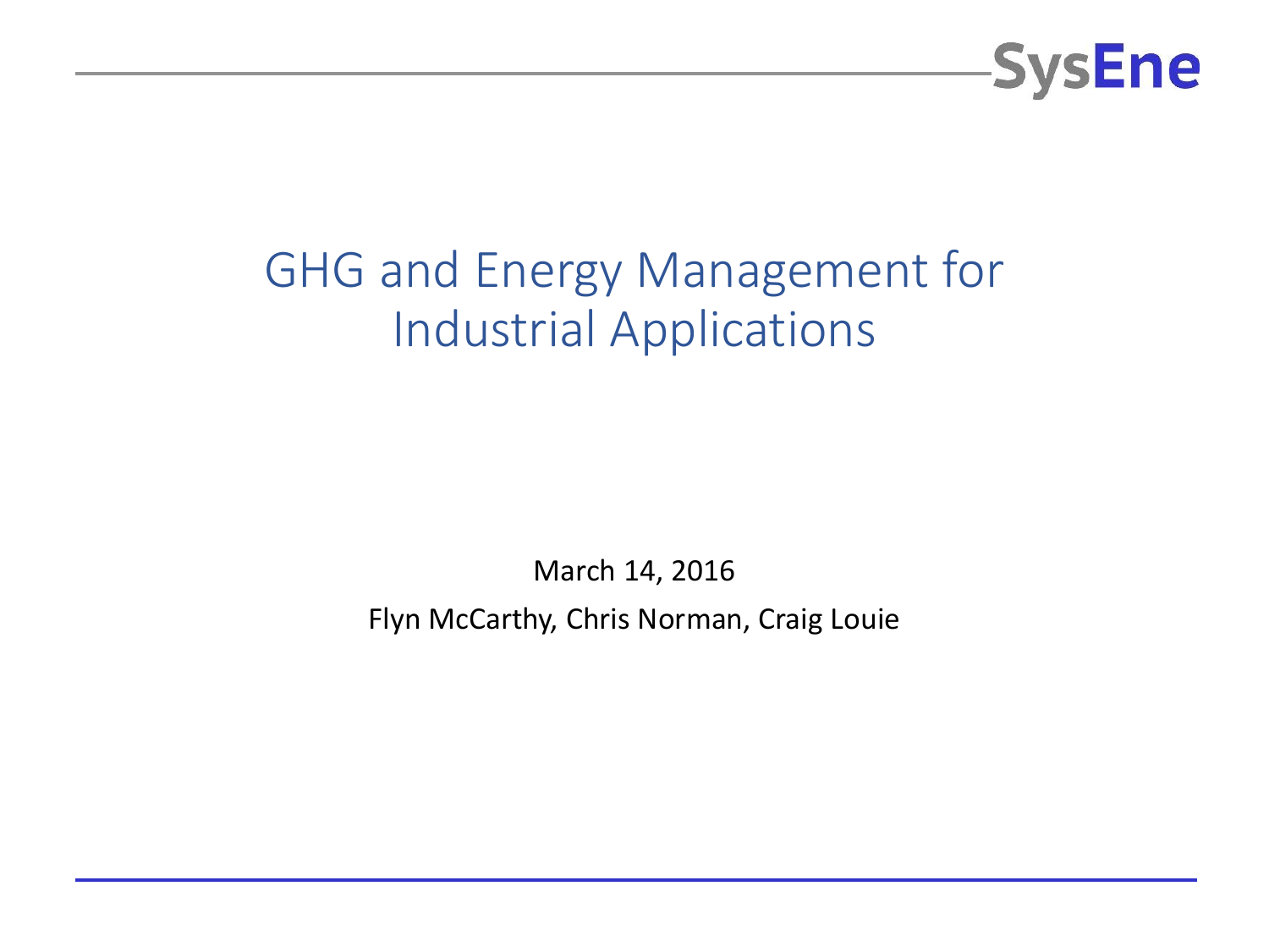SysEne

# GHG and Energy Management for Industrial Applications

March 14, 2016

Flyn McCarthy, Chris Norman, Craig Louie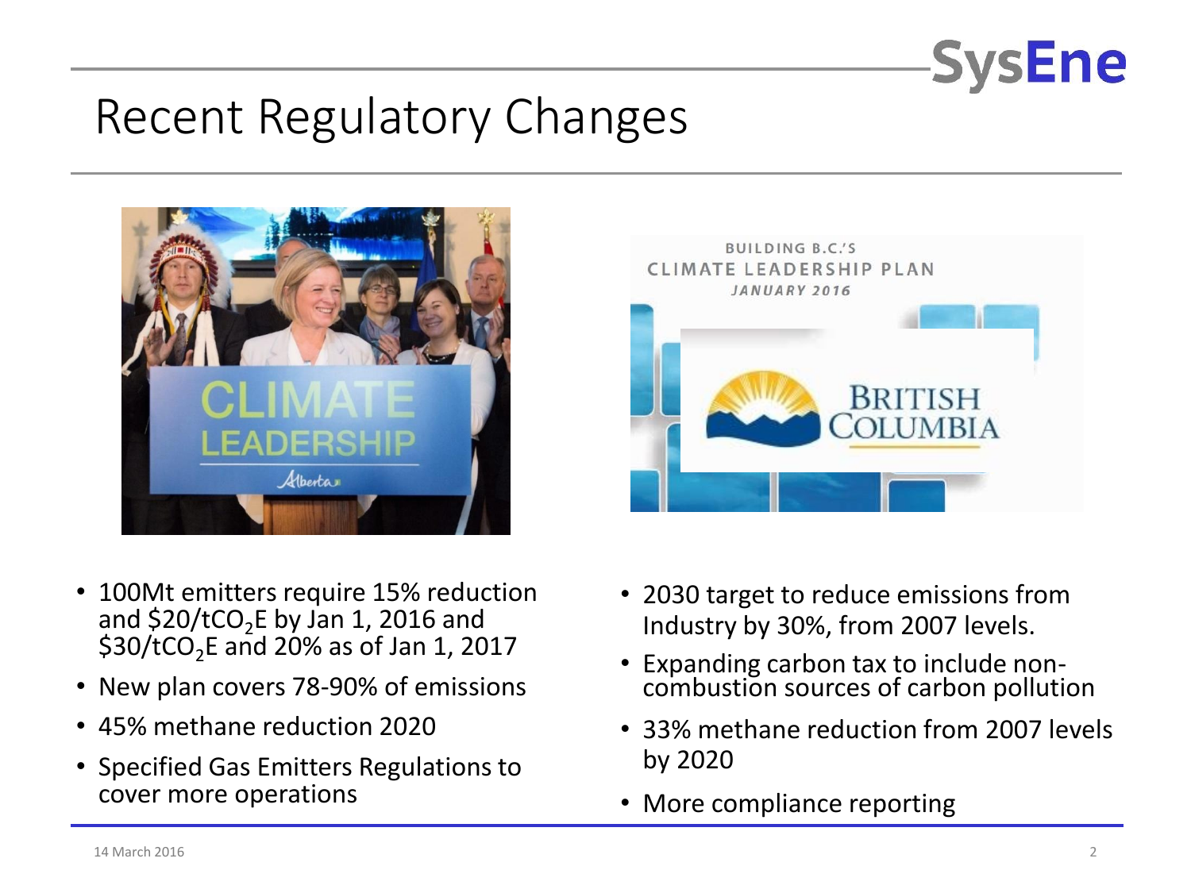# Recent Regulatory Changes

- 100Mt emitters require 15% reduction and \$20/t$CO_2$E by Jan 1, 2016 and \$30/t$CO_2$E and 20% as of Jan 1, 2017
- New plan covers 78-90% of emissions
- 45% methane reduction 2020
- Specified Gas Emitters Regulations to cover more operations

- 2030 target to reduce emissions from Industry by 30%, from 2007 levels.
- Expanding carbon tax to include non-combustion sources of carbon pollution
- 33% methane reduction from 2007 levels by 2020
- More compliance reporting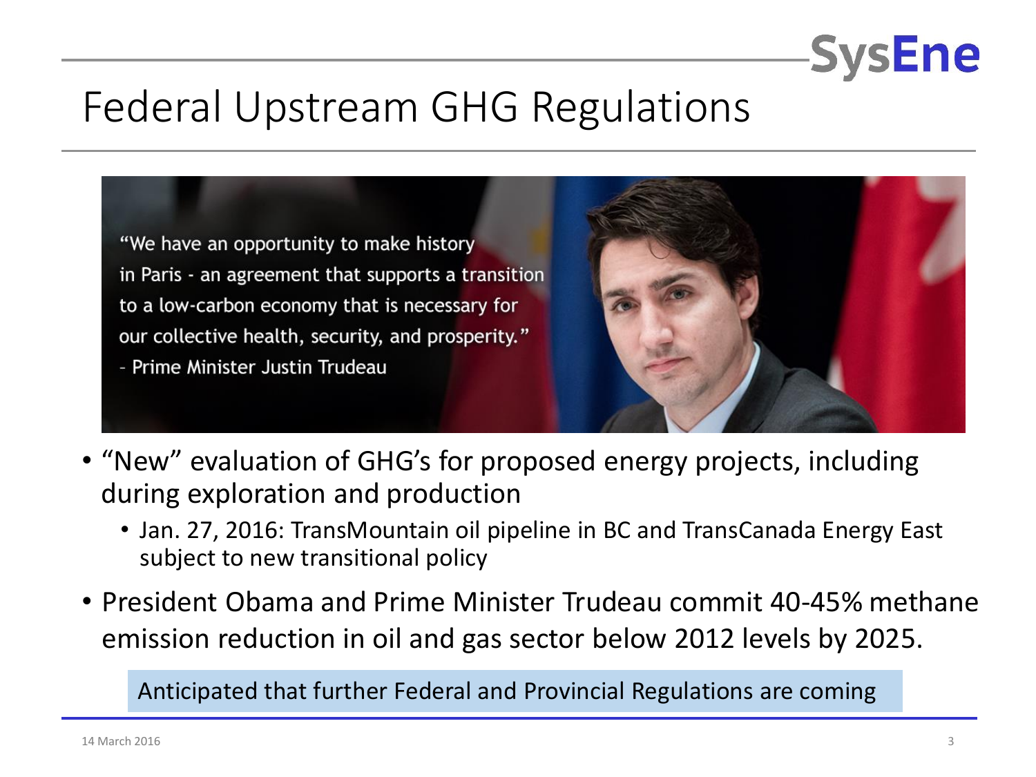# Federal Upstream GHG Regulations

"We have an opportunity to make history in Paris - an agreement that supports a transition to a low-carbon economy that is necessary for our collective health, security, and prosperity."
- Prime Minister Justin Trudeau

- "New" evaluation of GHG's for proposed energy projects, including during exploration and production
  - Jan. 27, 2016: TransMountain oil pipeline in BC and TransCanada Energy East subject to new transitional policy
- President Obama and Prime Minister Trudeau commit 40-45% methane emission reduction in oil and gas sector below 2012 levels by 2025.

Anticipated that further Federal and Provincial Regulations are coming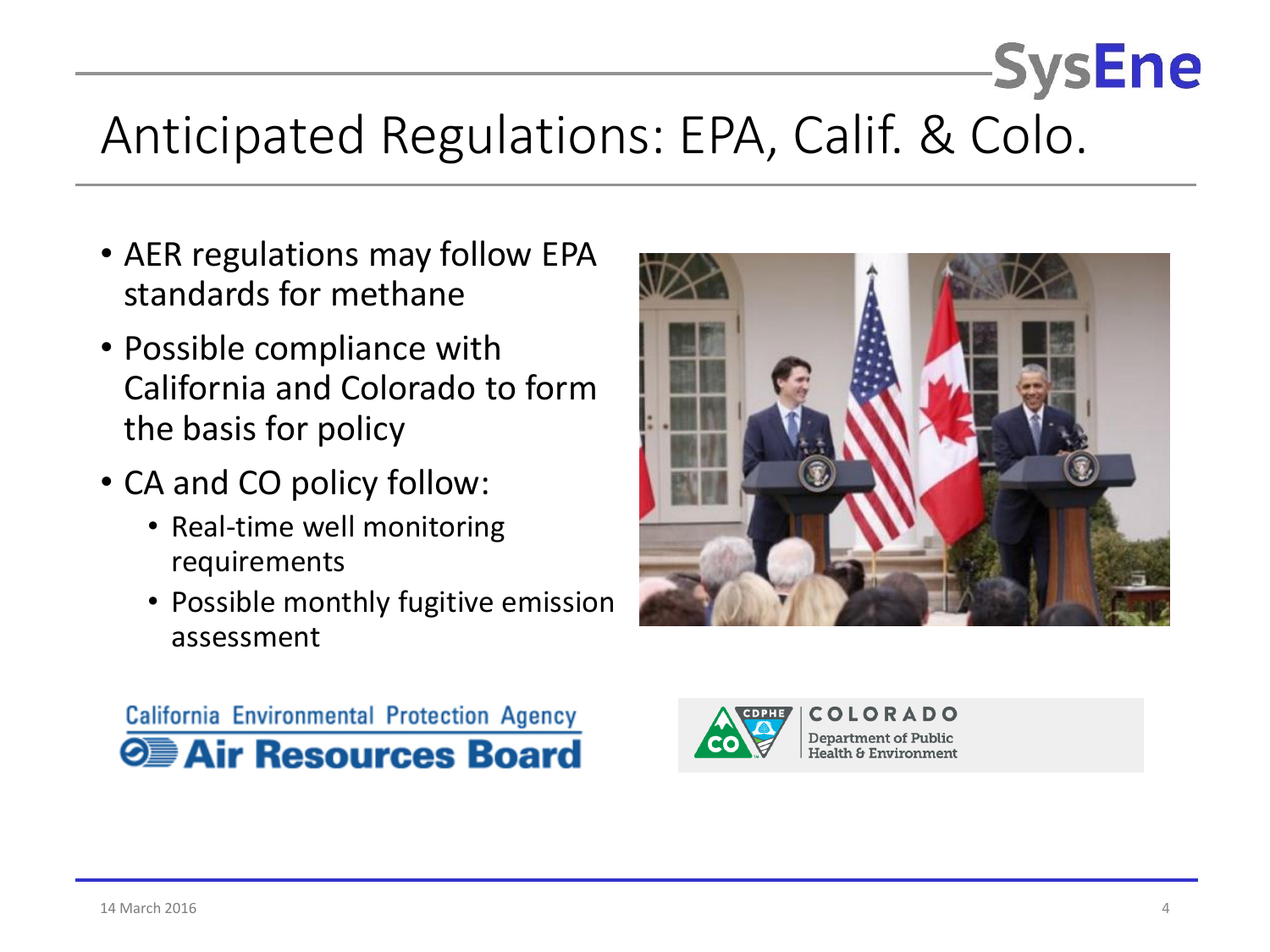# Anticipated Regulations: EPA, Calif. & Colo.

- AER regulations may follow EPA standards for methane
- Possible compliance with California and Colorado to form the basis for policy
- CA and CO policy follow:
  - Real-time well monitoring requirements
  - Possible monthly fugitive emission assessment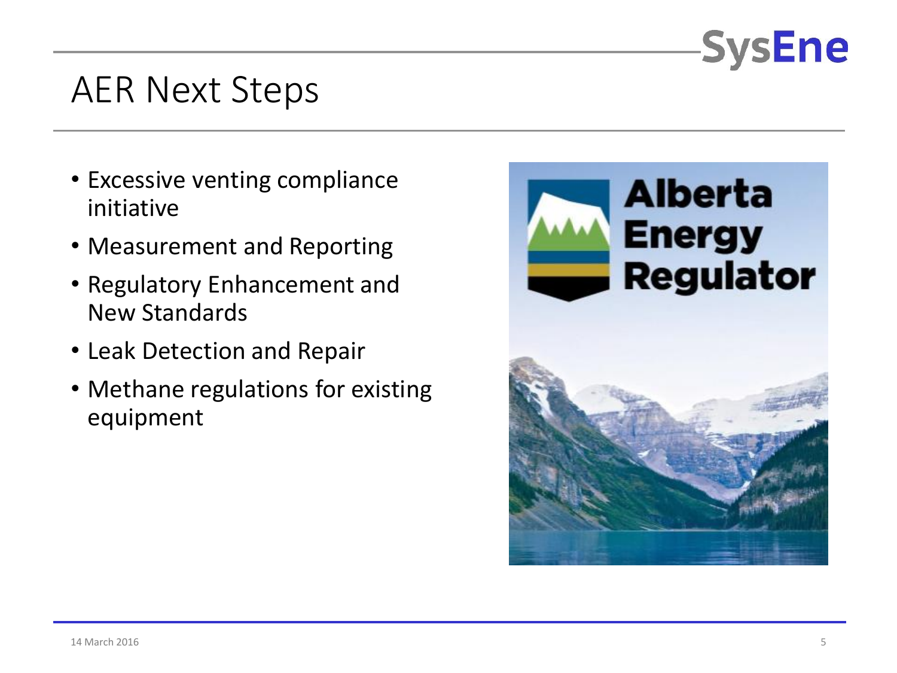# AER Next Steps

- Excessive venting compliance initiative
- Measurement and Reporting
- Regulatory Enhancement and New Standards
- Leak Detection and Repair
- Methane regulations for existing equipment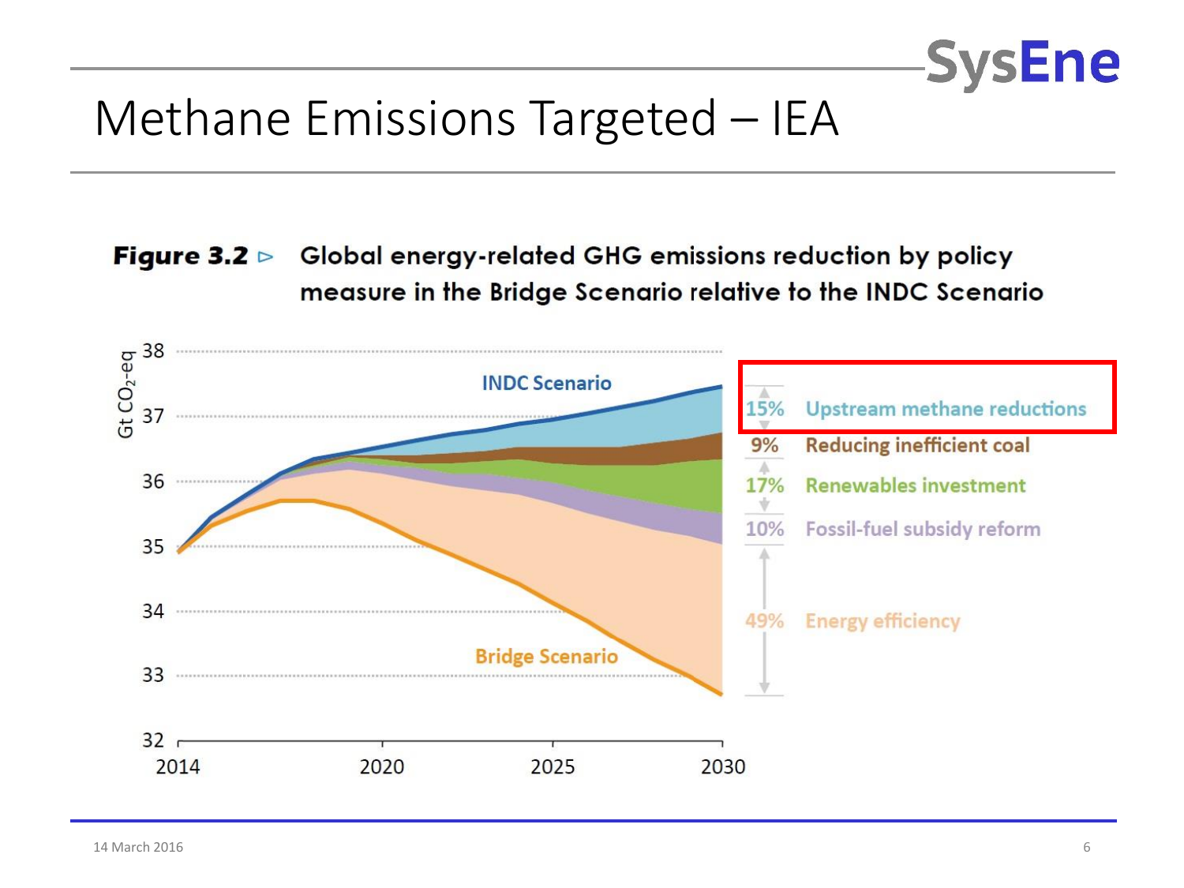# Methane Emissions Targeted – IEA

**Figure 3.2 ▷** Global energy-related GHG emissions reduction by policy measure in the Bridge Scenario relative to the INDC Scenario

| Share | Policy measure |
| --- | --- |
| 15% | Upstream methane reductions |
| 9% | Reducing inefficient coal |
| 17% | Renewables investment |
| 10% | Fossil-fuel subsidy reform |
| 49% | Energy efficiency |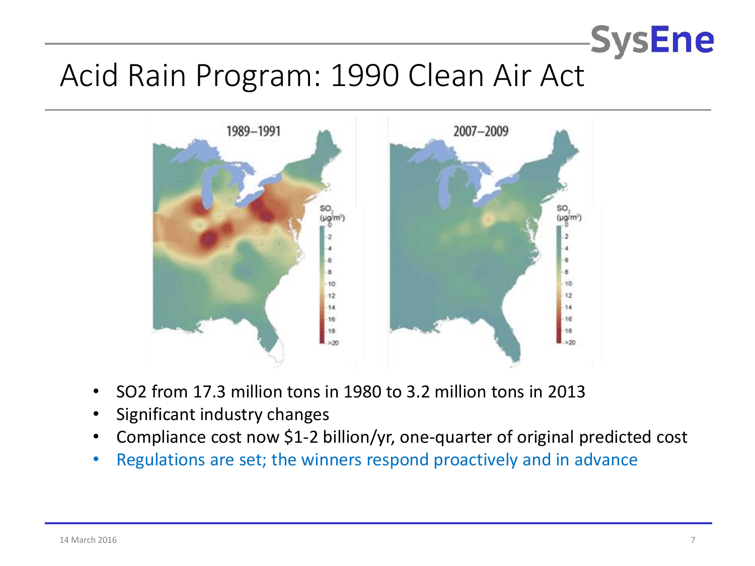# Acid Rain Program: 1990 Clean Air Act

- $SO_2$ from 17.3 million tons in 1980 to 3.2 million tons in 2013
- Significant industry changes
- Compliance cost now $1-2 billion/yr, one-quarter of original predicted cost
- Regulations are set; the winners respond proactively and in advance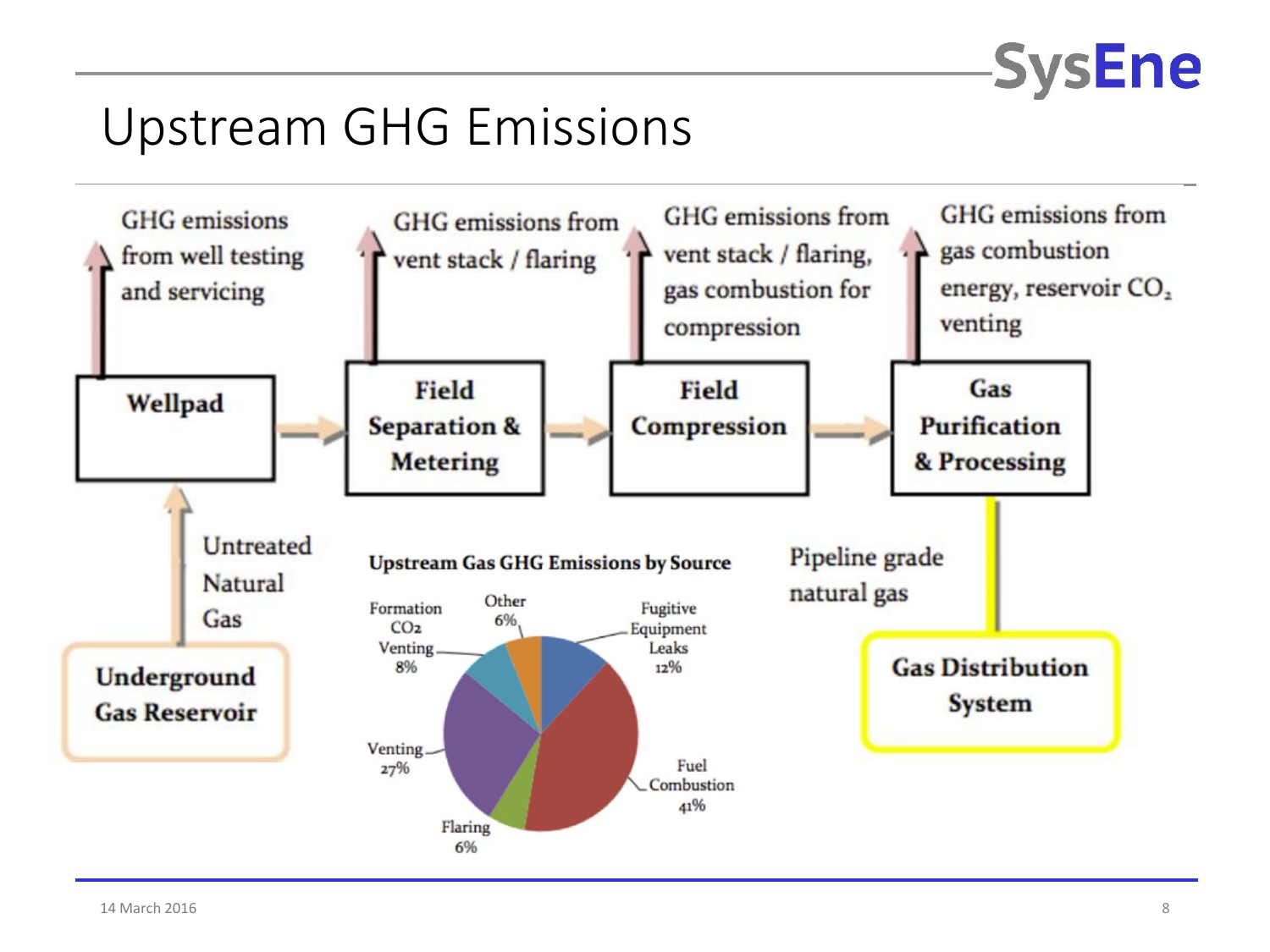# Upstream GHG Emissions

**Wellpad** — GHG emissions from well testing and servicing

**Field Separation & Metering** — GHG emissions from vent stack / flaring

**Field Compression** — GHG emissions from vent stack / flaring, gas combustion for compression

**Gas Purification & Processing** — GHG emissions from gas combustion energy, reservoir $CO_2$ venting

**Underground Gas Reservoir** → Untreated Natural Gas → Wellpad

Gas Purification & Processing → Pipeline grade natural gas → **Gas Distribution System**

**Upstream Gas GHG Emissions by Source**

| Source | Share |
| --- | --- |
| Fugitive Equipment Leaks | 12% |
| Fuel Combustion | 41% |
| Flaring | 6% |
| Venting | 27% |
| Formation $CO_2$ Venting | 8% |
| Other | 6% |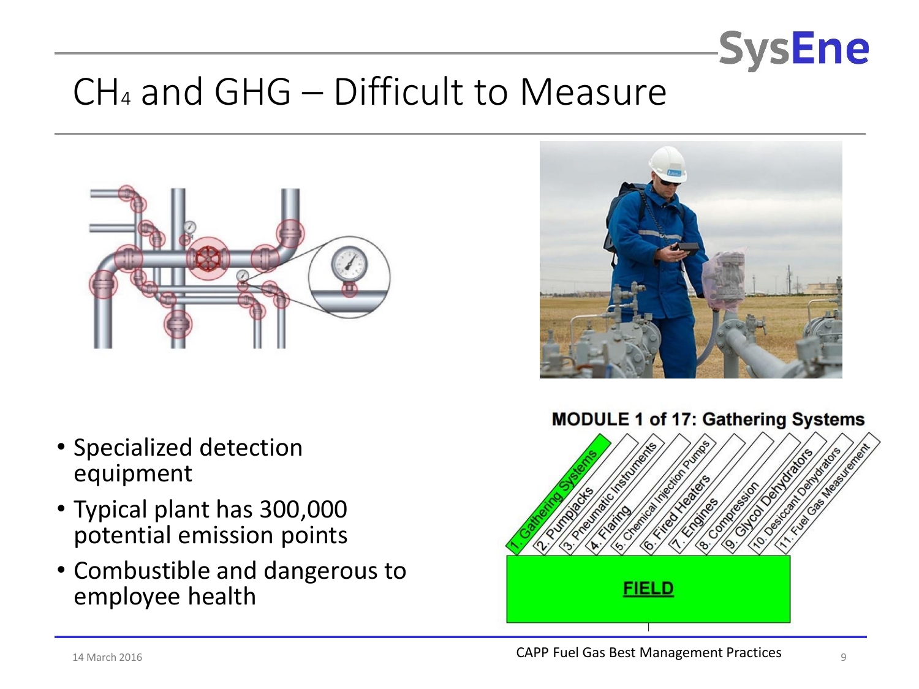# $CH_4$ and GHG – Difficult to Measure

- Specialized detection equipment
- Typical plant has 300,000 potential emission points
- Combustible and dangerous to employee health

**MODULE 1 of 17: Gathering Systems**

1. Gathering Systems
2. Pumpjacks
3. Pneumatic Instruments
4. Flaring
5. Chemical Injection Pumps
6. Fired Heaters
7. Engines
8. Compression
9. Glycol Dehydrators
10. Desiccant Dehydrators
11. Fuel Gas Measurement

**FIELD**

CAPP Fuel Gas Best Management Practices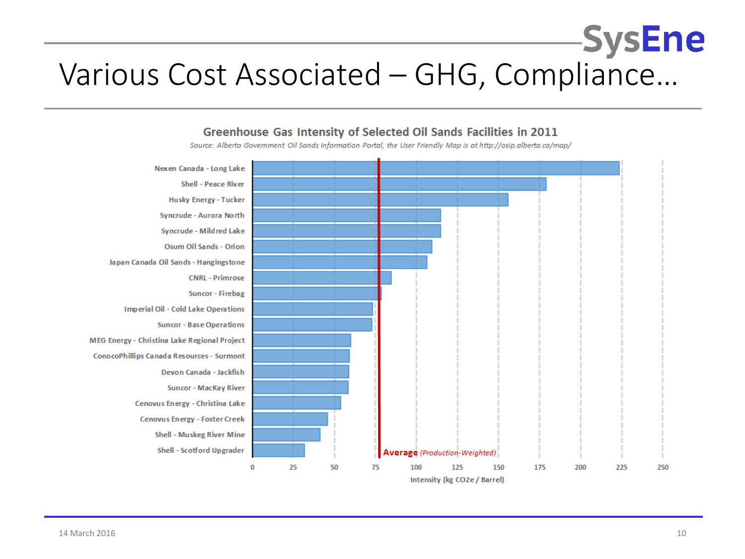# Various Cost Associated – GHG, Compliance…

**Greenhouse Gas Intensity of Selected Oil Sands Facilities in 2011**

*Source: Alberta Government Oil Sands Information Portal, the User Friendly Map is at http://osip.alberta.ca/map/*

Facilities shown (from highest to lowest intensity):

- Nexen Canada - Long Lake
- Shell - Peace River
- Husky Energy - Tucker
- Syncrude - Aurora North
- Syncrude - Mildred Lake
- Osum Oil Sands - Orion
- Japan Canada Oil Sands - Hangingstone
- CNRL - Primrose
- Suncor - Firebag
- Imperial Oil - Cold Lake Operations
- Suncor - Base Operations
- MEG Energy - Christina Lake Regional Project
- ConocoPhillips Canada Resources - Surmont
- Devon Canada - Jackfish
- Suncor - MacKay River
- Cenovus Energy - Christina Lake
- Cenovus Energy - Foster Creek
- Shell - Muskeg River Mine
- Shell - Scotford Upgrader

**Average** *(Production-Weighted)*

Intensity (kg CO2e / Barrel)

14 March 2016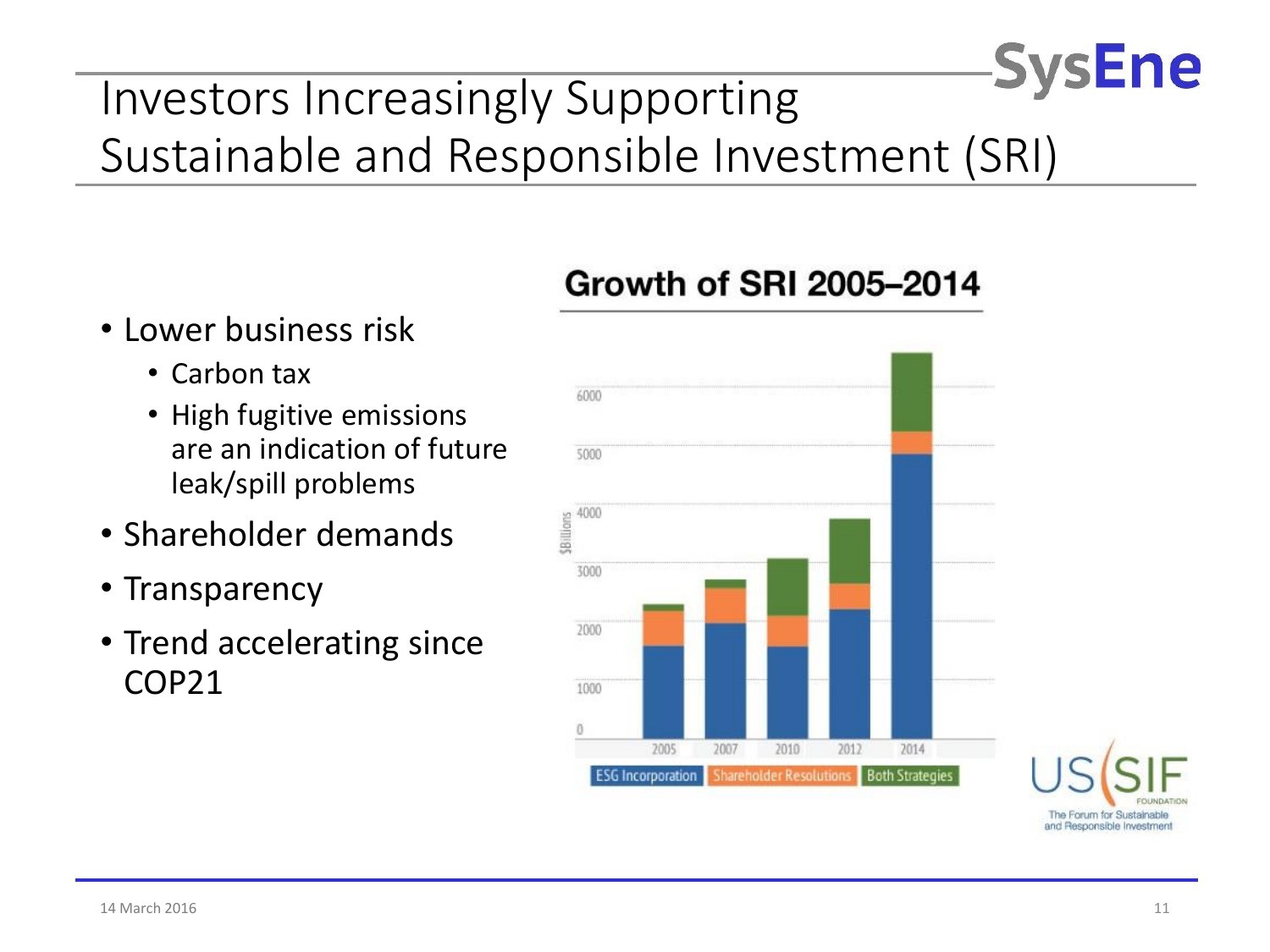# Investors Increasingly Supporting Sustainable and Responsible Investment (SRI)

- Lower business risk
  - Carbon tax
  - High fugitive emissions are an indication of future leak/spill problems
- Shareholder demands
- Transparency
- Trend accelerating since COP21

**Growth of SRI 2005–2014**

$Billions

2005 2007 2010 2012 2014

ESG Incorporation | Shareholder Resolutions | Both Strategies

US SIF FOUNDATION
The Forum for Sustainable and Responsible Investment

14 March 2016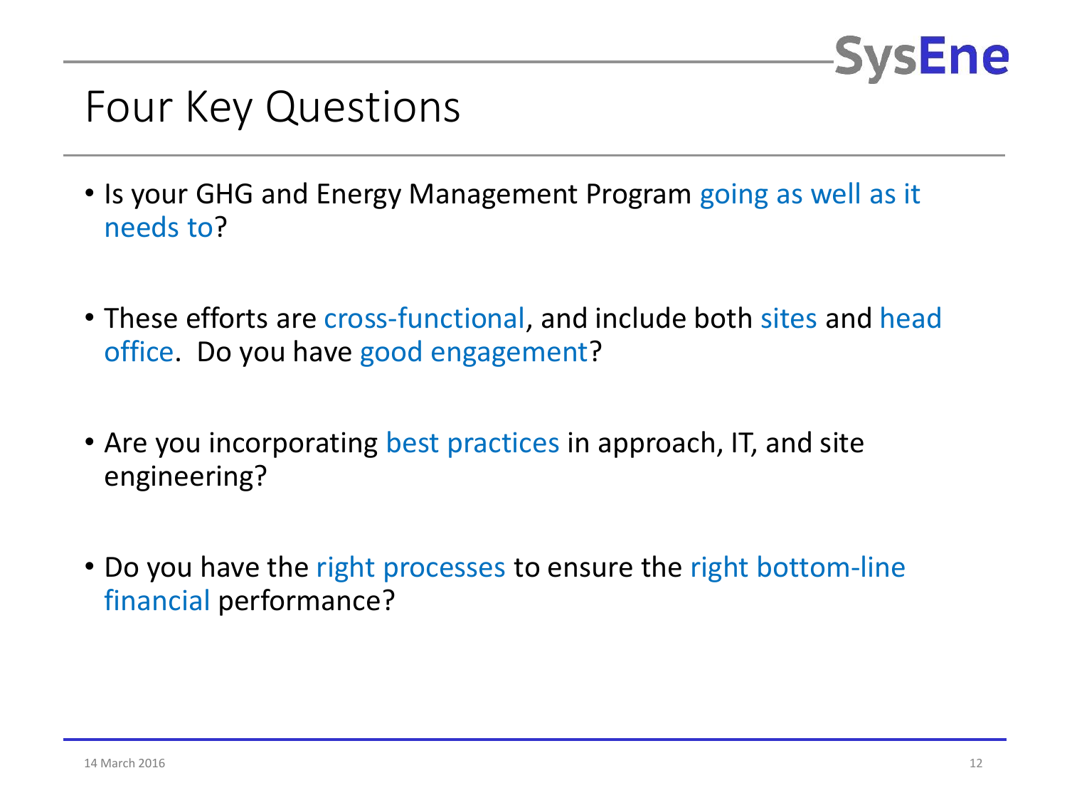# Four Key Questions

- Is your GHG and Energy Management Program going as well as it needs to?
- These efforts are cross-functional, and include both sites and head office. Do you have good engagement?
- Are you incorporating best practices in approach, IT, and site engineering?
- Do you have the right processes to ensure the right bottom-line financial performance?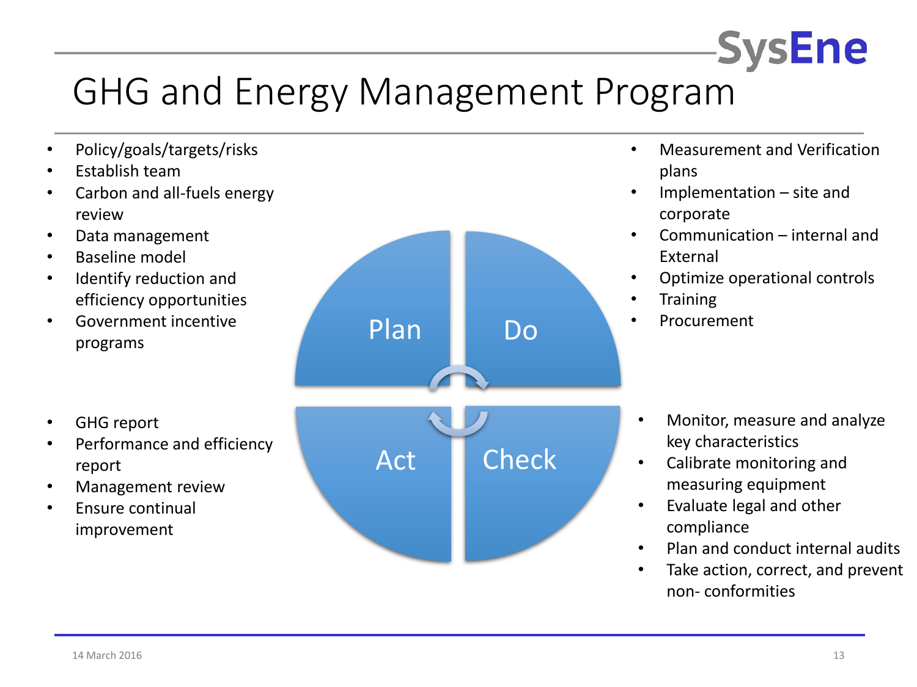SysEne

# GHG and Energy Management Program

- Policy/goals/targets/risks
- Establish team
- Carbon and all-fuels energy review
- Data management
- Baseline model
- Identify reduction and efficiency opportunities
- Government incentive programs

Plan

Do

Act

Check

- Measurement and Verification plans
- Implementation – site and corporate
- Communication – internal and External
- Optimize operational controls
- Training
- Procurement

- GHG report
- Performance and efficiency report
- Management review
- Ensure continual improvement

- Monitor, measure and analyze key characteristics
- Calibrate monitoring and measuring equipment
- Evaluate legal and other compliance
- Plan and conduct internal audits
- Take action, correct, and prevent non- conformities

14 March 2016